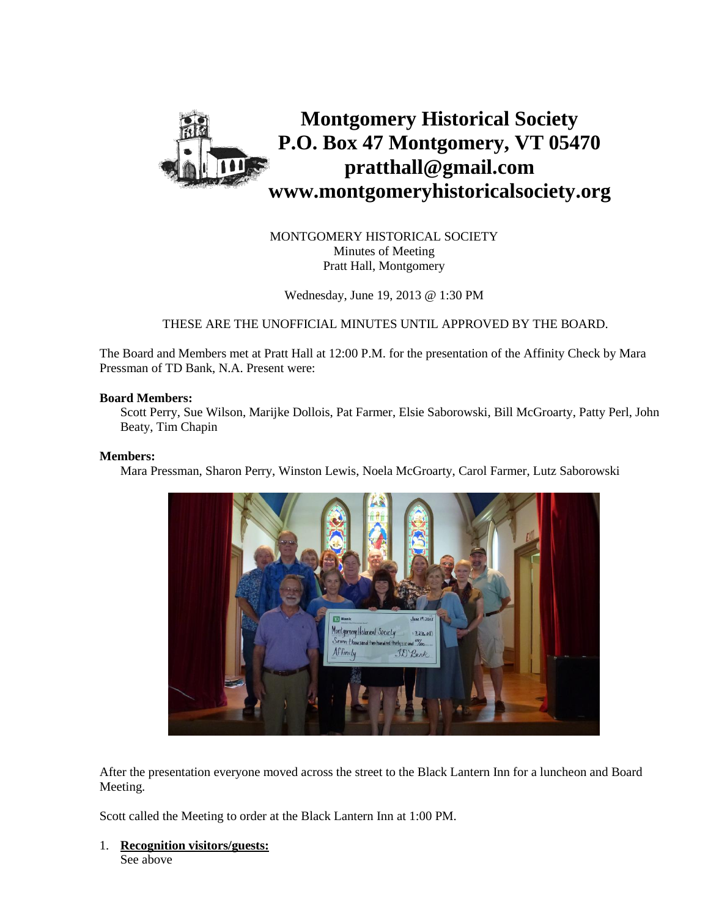# Montgomery Historical Society
# P.O. Box 47 Montgomery, VT 05470
# pratthall@gmail.com
# www.montgomeryhistoricalsociety.org

MONTGOMERY HISTORICAL SOCIETY
Minutes of Meeting
Pratt Hall, Montgomery

Wednesday, June 19, 2013 @ 1:30 PM

THESE ARE THE UNOFFICIAL MINUTES UNTIL APPROVED BY THE BOARD.

The Board and Members met at Pratt Hall at 12:00 P.M. for the presentation of the Affinity Check by Mara Pressman of TD Bank, N.A. Present were:

**Board Members:**
Scott Perry, Sue Wilson, Marijke Dollois, Pat Farmer, Elsie Saborowski, Bill McGroarty, Patty Perl, John Beaty, Tim Chapin

**Members:**
Mara Pressman, Sharon Perry, Winston Lewis, Noela McGroarty, Carol Farmer, Lutz Saborowski

After the presentation everyone moved across the street to the Black Lantern Inn for a luncheon and Board Meeting.

Scott called the Meeting to order at the Black Lantern Inn at 1:00 PM.

1. **Recognition visitors/guests:**
   See above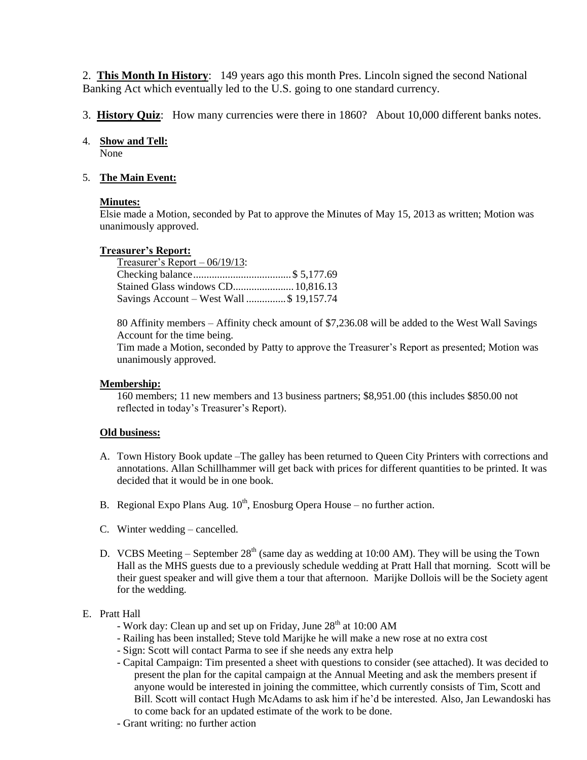2. **<u>This Month In History</u>**: 149 years ago this month Pres. Lincoln signed the second National Banking Act which eventually led to the U.S. going to one standard currency.

3. **<u>History Quiz</u>**: How many currencies were there in 1860? About 10,000 different banks notes.

4. **<u>Show and Tell:</u>**
   None

5. **<u>The Main Event:</u>**

   **<u>Minutes:</u>**
   Elsie made a Motion, seconded by Pat to approve the Minutes of May 15, 2013 as written; Motion was unanimously approved.

   **<u>Treasurer's Report:</u>**
   <u>Treasurer's Report – 06/19/13</u>:
   Checking balance..................................... $ 5,177.69
   Stained Glass windows CD....................... 10,816.13
   Savings Account – West Wall ............... $ 19,157.74

   80 Affinity members – Affinity check amount of $7,236.08 will be added to the West Wall Savings Account for the time being.
   Tim made a Motion, seconded by Patty to approve the Treasurer's Report as presented; Motion was unanimously approved.

   **<u>Membership:</u>**
   160 members; 11 new members and 13 business partners; $8,951.00 (this includes $850.00 not reflected in today's Treasurer's Report).

   **<u>Old business:</u>**

   A. Town History Book update –The galley has been returned to Queen City Printers with corrections and annotations. Allan Schillhammer will get back with prices for different quantities to be printed. It was decided that it would be in one book.

   B. Regional Expo Plans Aug. 10th, Enosburg Opera House – no further action.

   C. Winter wedding – cancelled.

   D. VCBS Meeting – September 28th (same day as wedding at 10:00 AM). They will be using the Town Hall as the MHS guests due to a previously schedule wedding at Pratt Hall that morning. Scott will be their guest speaker and will give them a tour that afternoon. Marijke Dollois will be the Society agent for the wedding.

E. Pratt Hall
   - Work day: Clean up and set up on Friday, June 28th at 10:00 AM
   - Railing has been installed; Steve told Marijke he will make a new rose at no extra cost
   - Sign: Scott will contact Parma to see if she needs any extra help
   - Capital Campaign: Tim presented a sheet with questions to consider (see attached). It was decided to present the plan for the capital campaign at the Annual Meeting and ask the members present if anyone would be interested in joining the committee, which currently consists of Tim, Scott and Bill. Scott will contact Hugh McAdams to ask him if he'd be interested. Also, Jan Lewandoski has to come back for an updated estimate of the work to be done.
   - Grant writing: no further action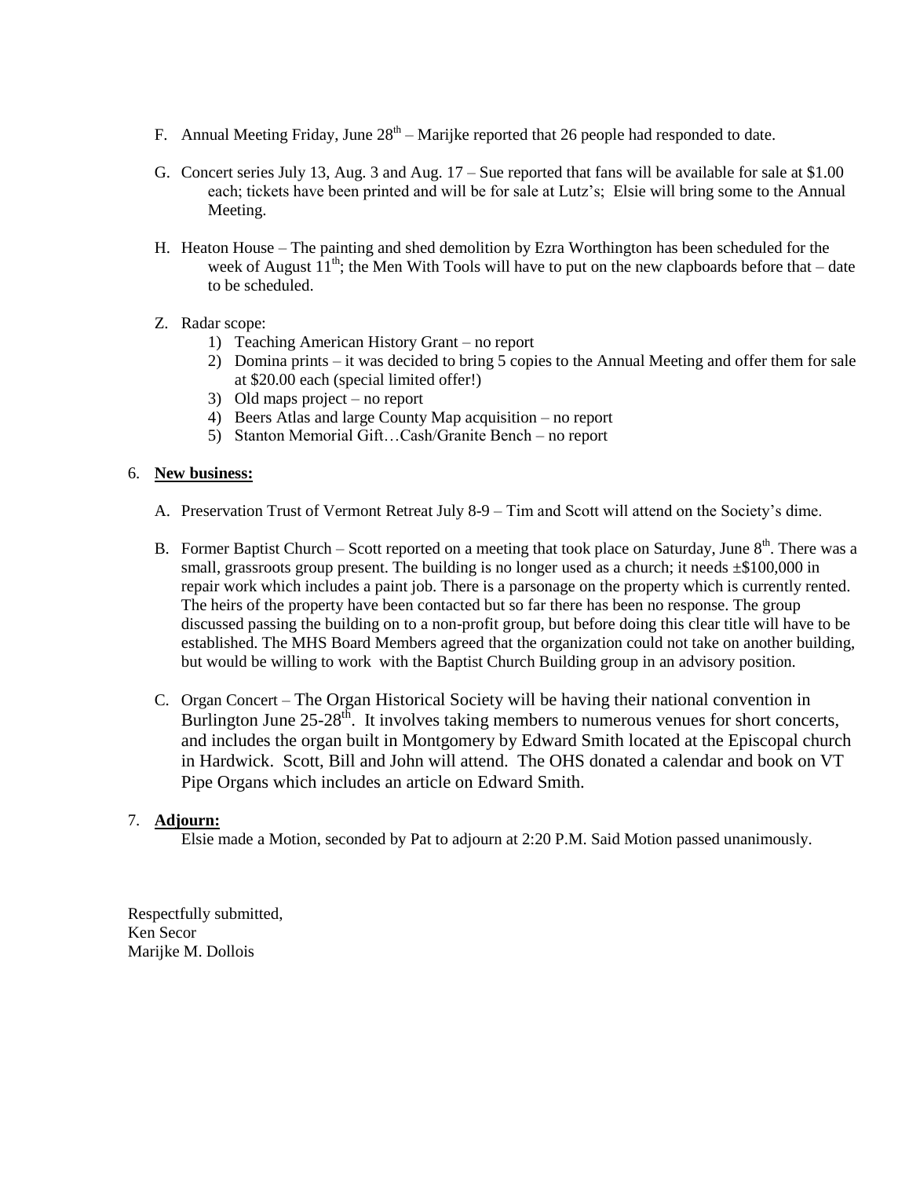F. Annual Meeting Friday, June 28th – Marijke reported that 26 people had responded to date.

G. Concert series July 13, Aug. 3 and Aug. 17 – Sue reported that fans will be available for sale at $1.00 each; tickets have been printed and will be for sale at Lutz's; Elsie will bring some to the Annual Meeting.

H. Heaton House – The painting and shed demolition by Ezra Worthington has been scheduled for the week of August 11th; the Men With Tools will have to put on the new clapboards before that – date to be scheduled.

Z. Radar scope:
   1) Teaching American History Grant – no report
   2) Domina prints – it was decided to bring 5 copies to the Annual Meeting and offer them for sale at $20.00 each (special limited offer!)
   3) Old maps project – no report
   4) Beers Atlas and large County Map acquisition – no report
   5) Stanton Memorial Gift…Cash/Granite Bench – no report

6. **New business:**

A. Preservation Trust of Vermont Retreat July 8-9 – Tim and Scott will attend on the Society's dime.

B. Former Baptist Church – Scott reported on a meeting that took place on Saturday, June 8th. There was a small, grassroots group present. The building is no longer used as a church; it needs ±$100,000 in repair work which includes a paint job. There is a parsonage on the property which is currently rented. The heirs of the property have been contacted but so far there has been no response. The group discussed passing the building on to a non-profit group, but before doing this clear title will have to be established. The MHS Board Members agreed that the organization could not take on another building, but would be willing to work with the Baptist Church Building group in an advisory position.

C. Organ Concert – The Organ Historical Society will be having their national convention in Burlington June 25-28th. It involves taking members to numerous venues for short concerts, and includes the organ built in Montgomery by Edward Smith located at the Episcopal church in Hardwick. Scott, Bill and John will attend. The OHS donated a calendar and book on VT Pipe Organs which includes an article on Edward Smith.

7. **Adjourn:**
   Elsie made a Motion, seconded by Pat to adjourn at 2:20 P.M. Said Motion passed unanimously.

Respectfully submitted,
Ken Secor
Marijke M. Dollois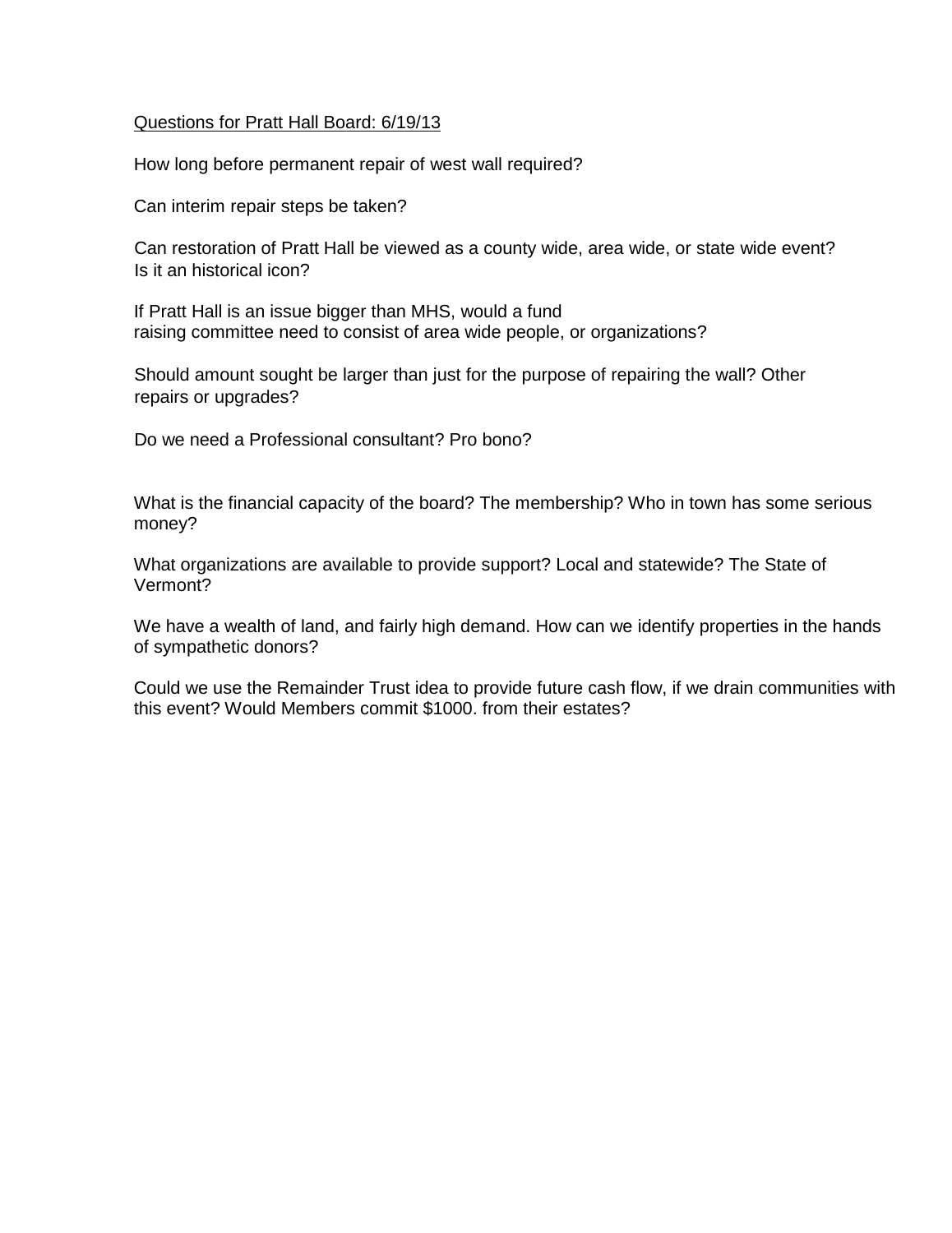<u>Questions for Pratt Hall Board: 6/19/13</u>

How long before permanent repair of west wall required?

Can interim repair steps be taken?

Can restoration of Pratt Hall be viewed as a county wide, area wide, or state wide event? Is it an historical icon?

If Pratt Hall is an issue bigger than MHS, would a fund raising committee need to consist of area wide people, or organizations?

Should amount sought be larger than just for the purpose of repairing the wall? Other repairs or upgrades?

Do we need a Professional consultant? Pro bono?

What is the financial capacity of the board? The membership? Who in town has some serious money?

What organizations are available to provide support? Local and statewide? The State of Vermont?

We have a wealth of land, and fairly high demand. How can we identify properties in the hands of sympathetic donors?

Could we use the Remainder Trust idea to provide future cash flow, if we drain communities with this event? Would Members commit $1000. from their estates?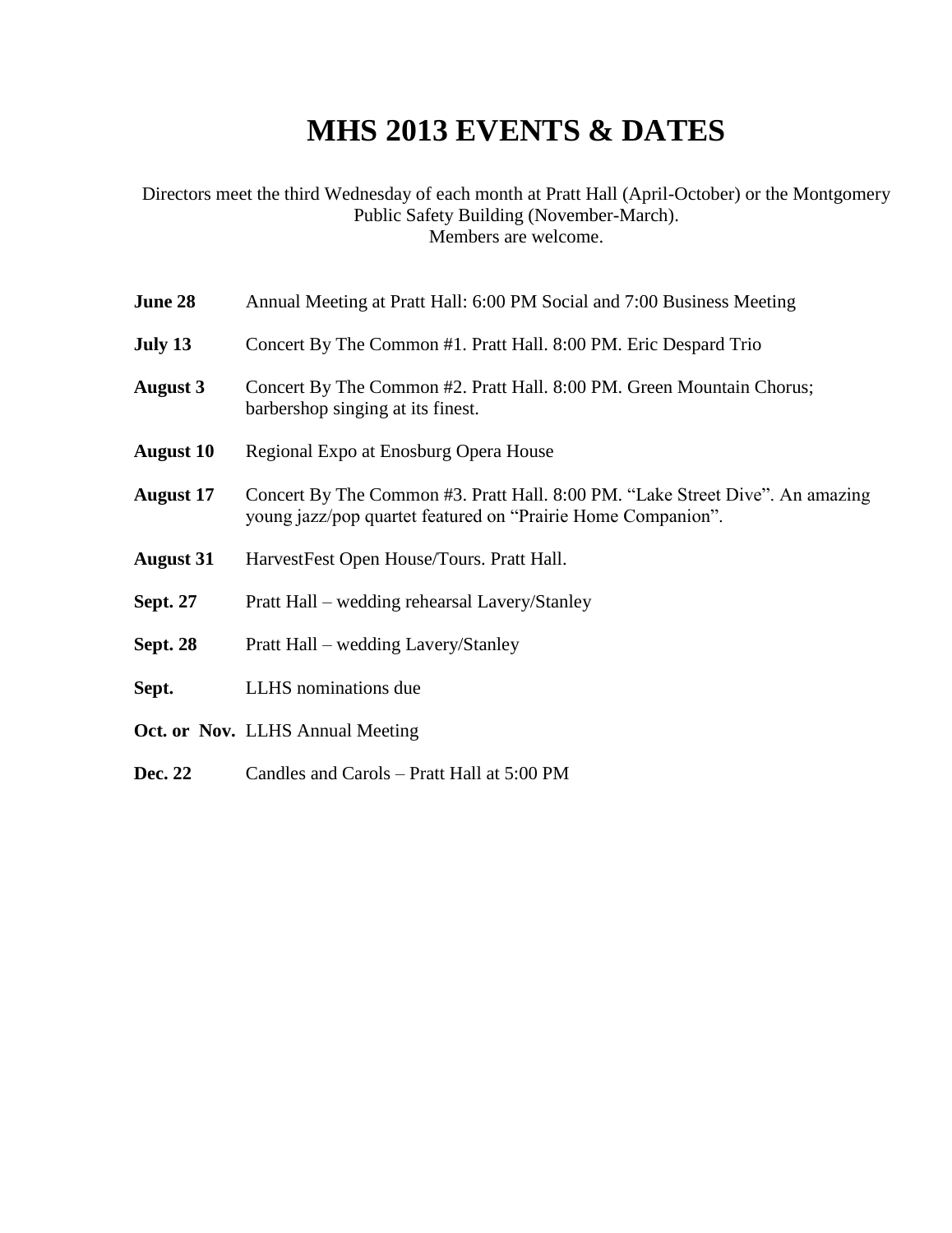# MHS 2013 EVENTS & DATES

Directors meet the third Wednesday of each month at Pratt Hall (April-October) or the Montgomery Public Safety Building (November-March).
Members are welcome.

**June 28** Annual Meeting at Pratt Hall: 6:00 PM Social and 7:00 Business Meeting

**July 13** Concert By The Common #1. Pratt Hall. 8:00 PM. Eric Despard Trio

**August 3** Concert By The Common #2. Pratt Hall. 8:00 PM. Green Mountain Chorus; barbershop singing at its finest.

**August 10** Regional Expo at Enosburg Opera House

**August 17** Concert By The Common #3. Pratt Hall. 8:00 PM. "Lake Street Dive". An amazing young jazz/pop quartet featured on "Prairie Home Companion".

**August 31** HarvestFest Open House/Tours. Pratt Hall.

**Sept. 27** Pratt Hall – wedding rehearsal Lavery/Stanley

**Sept. 28** Pratt Hall – wedding Lavery/Stanley

**Sept.** LLHS nominations due

**Oct. or Nov.** LLHS Annual Meeting

**Dec. 22** Candles and Carols – Pratt Hall at 5:00 PM